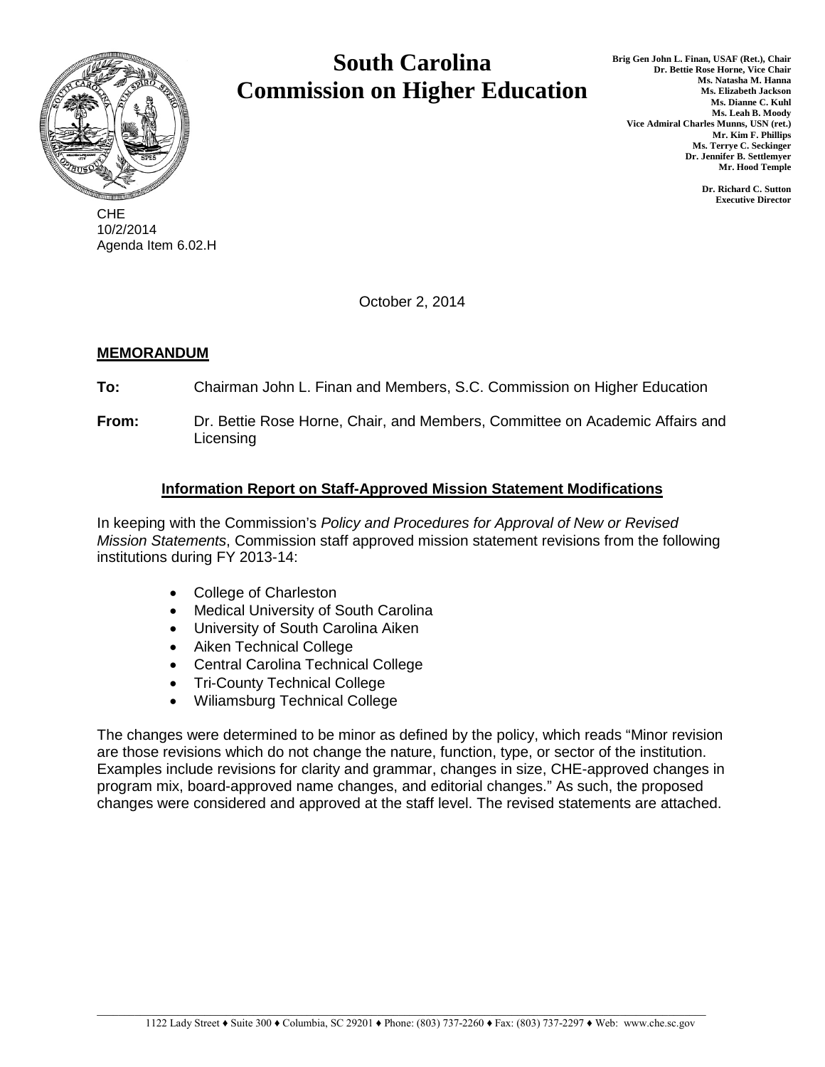# South Carolina Commission on Higher Education

Brig Gen John L. Finan, USAF (Ret.), Chair
Dr. Bettie Rose Horne, Vice Chair
Ms. Natasha M. Hanna
Ms. Elizabeth Jackson
Ms. Dianne C. Kuhl
Ms. Leah B. Moody
Vice Admiral Charles Munns, USN (ret.)
Mr. Kim F. Phillips
Ms. Terrye C. Seckinger
Dr. Jennifer B. Settlemyer
Mr. Hood Temple

Dr. Richard C. Sutton
Executive Director

CHE
10/2/2014
Agenda Item 6.02.H

October 2, 2014

**MEMORANDUM**

**To:** Chairman John L. Finan and Members, S.C. Commission on Higher Education

**From:** Dr. Bettie Rose Horne, Chair, and Members, Committee on Academic Affairs and Licensing

## Information Report on Staff-Approved Mission Statement Modifications

In keeping with the Commission's *Policy and Procedures for Approval of New or Revised Mission Statements*, Commission staff approved mission statement revisions from the following institutions during FY 2013-14:

- College of Charleston
- Medical University of South Carolina
- University of South Carolina Aiken
- Aiken Technical College
- Central Carolina Technical College
- Tri-County Technical College
- Wiliamsburg Technical College

The changes were determined to be minor as defined by the policy, which reads "Minor revision are those revisions which do not change the nature, function, type, or sector of the institution. Examples include revisions for clarity and grammar, changes in size, CHE-approved changes in program mix, board-approved name changes, and editorial changes." As such, the proposed changes were considered and approved at the staff level. The revised statements are attached.

1122 Lady Street ♦ Suite 300 ♦ Columbia, SC 29201 ♦ Phone: (803) 737-2260 ♦ Fax: (803) 737-2297 ♦ Web: www.che.sc.gov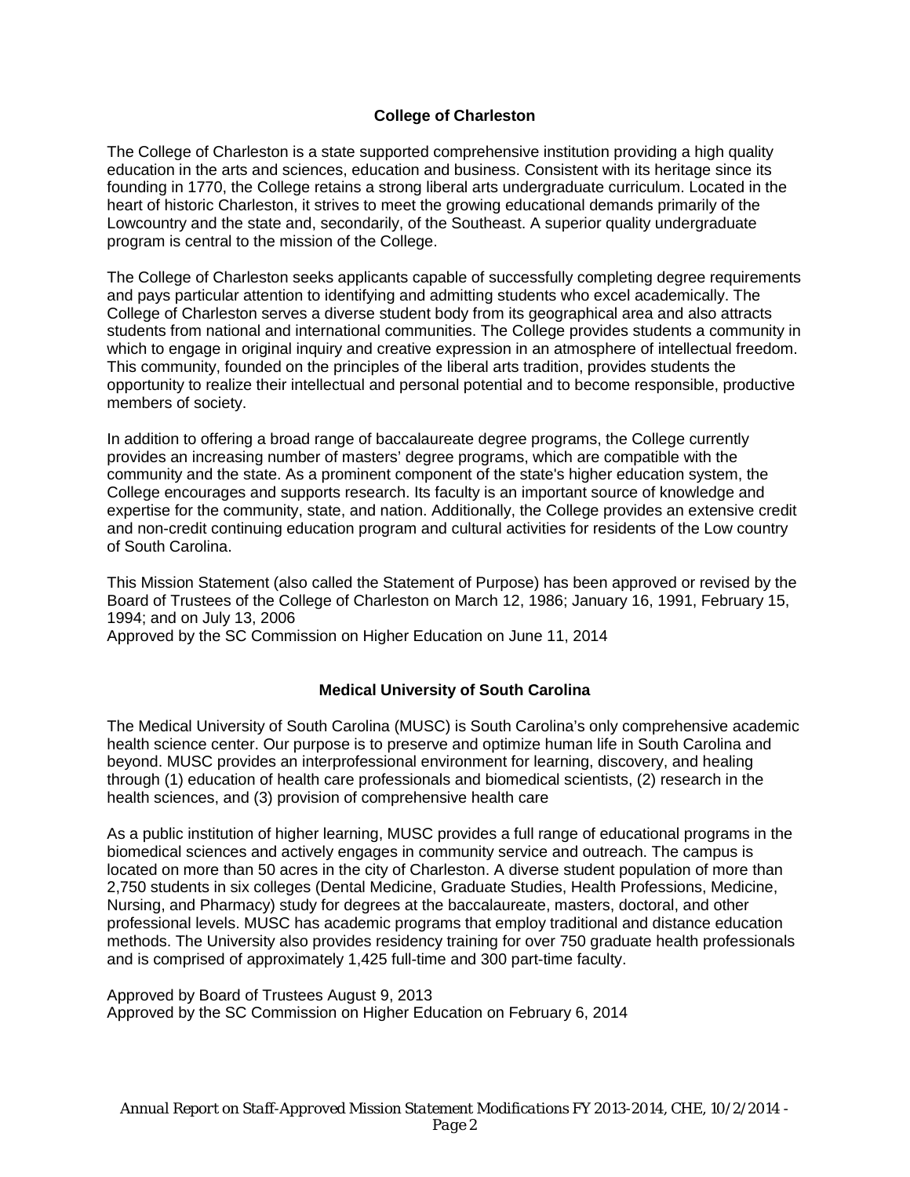## College of Charleston

The College of Charleston is a state supported comprehensive institution providing a high quality education in the arts and sciences, education and business. Consistent with its heritage since its founding in 1770, the College retains a strong liberal arts undergraduate curriculum. Located in the heart of historic Charleston, it strives to meet the growing educational demands primarily of the Lowcountry and the state and, secondarily, of the Southeast. A superior quality undergraduate program is central to the mission of the College.

The College of Charleston seeks applicants capable of successfully completing degree requirements and pays particular attention to identifying and admitting students who excel academically. The College of Charleston serves a diverse student body from its geographical area and also attracts students from national and international communities. The College provides students a community in which to engage in original inquiry and creative expression in an atmosphere of intellectual freedom. This community, founded on the principles of the liberal arts tradition, provides students the opportunity to realize their intellectual and personal potential and to become responsible, productive members of society.

In addition to offering a broad range of baccalaureate degree programs, the College currently provides an increasing number of masters' degree programs, which are compatible with the community and the state. As a prominent component of the state's higher education system, the College encourages and supports research. Its faculty is an important source of knowledge and expertise for the community, state, and nation. Additionally, the College provides an extensive credit and non-credit continuing education program and cultural activities for residents of the Low country of South Carolina.

This Mission Statement (also called the Statement of Purpose) has been approved or revised by the Board of Trustees of the College of Charleston on March 12, 1986; January 16, 1991, February 15, 1994; and on July 13, 2006
Approved by the SC Commission on Higher Education on June 11, 2014

## Medical University of South Carolina

The Medical University of South Carolina (MUSC) is South Carolina's only comprehensive academic health science center. Our purpose is to preserve and optimize human life in South Carolina and beyond. MUSC provides an interprofessional environment for learning, discovery, and healing through (1) education of health care professionals and biomedical scientists, (2) research in the health sciences, and (3) provision of comprehensive health care

As a public institution of higher learning, MUSC provides a full range of educational programs in the biomedical sciences and actively engages in community service and outreach. The campus is located on more than 50 acres in the city of Charleston. A diverse student population of more than 2,750 students in six colleges (Dental Medicine, Graduate Studies, Health Professions, Medicine, Nursing, and Pharmacy) study for degrees at the baccalaureate, masters, doctoral, and other professional levels. MUSC has academic programs that employ traditional and distance education methods. The University also provides residency training for over 750 graduate health professionals and is comprised of approximately 1,425 full-time and 300 part-time faculty.

Approved by Board of Trustees August 9, 2013
Approved by the SC Commission on Higher Education on February 6, 2014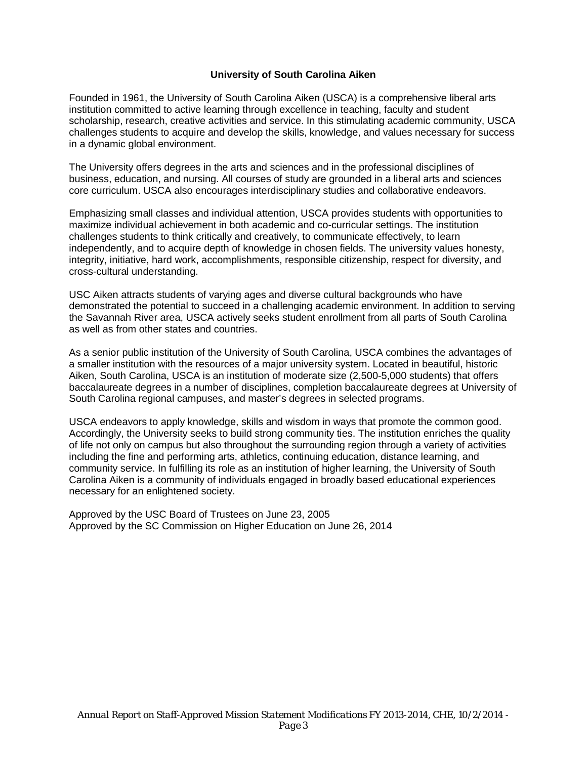## University of South Carolina Aiken

Founded in 1961, the University of South Carolina Aiken (USCA) is a comprehensive liberal arts institution committed to active learning through excellence in teaching, faculty and student scholarship, research, creative activities and service. In this stimulating academic community, USCA challenges students to acquire and develop the skills, knowledge, and values necessary for success in a dynamic global environment.

The University offers degrees in the arts and sciences and in the professional disciplines of business, education, and nursing. All courses of study are grounded in a liberal arts and sciences core curriculum. USCA also encourages interdisciplinary studies and collaborative endeavors.

Emphasizing small classes and individual attention, USCA provides students with opportunities to maximize individual achievement in both academic and co-curricular settings. The institution challenges students to think critically and creatively, to communicate effectively, to learn independently, and to acquire depth of knowledge in chosen fields. The university values honesty, integrity, initiative, hard work, accomplishments, responsible citizenship, respect for diversity, and cross-cultural understanding.

USC Aiken attracts students of varying ages and diverse cultural backgrounds who have demonstrated the potential to succeed in a challenging academic environment. In addition to serving the Savannah River area, USCA actively seeks student enrollment from all parts of South Carolina as well as from other states and countries.

As a senior public institution of the University of South Carolina, USCA combines the advantages of a smaller institution with the resources of a major university system. Located in beautiful, historic Aiken, South Carolina, USCA is an institution of moderate size (2,500-5,000 students) that offers baccalaureate degrees in a number of disciplines, completion baccalaureate degrees at University of South Carolina regional campuses, and master's degrees in selected programs.

USCA endeavors to apply knowledge, skills and wisdom in ways that promote the common good. Accordingly, the University seeks to build strong community ties. The institution enriches the quality of life not only on campus but also throughout the surrounding region through a variety of activities including the fine and performing arts, athletics, continuing education, distance learning, and community service. In fulfilling its role as an institution of higher learning, the University of South Carolina Aiken is a community of individuals engaged in broadly based educational experiences necessary for an enlightened society.

Approved by the USC Board of Trustees on June 23, 2005
Approved by the SC Commission on Higher Education on June 26, 2014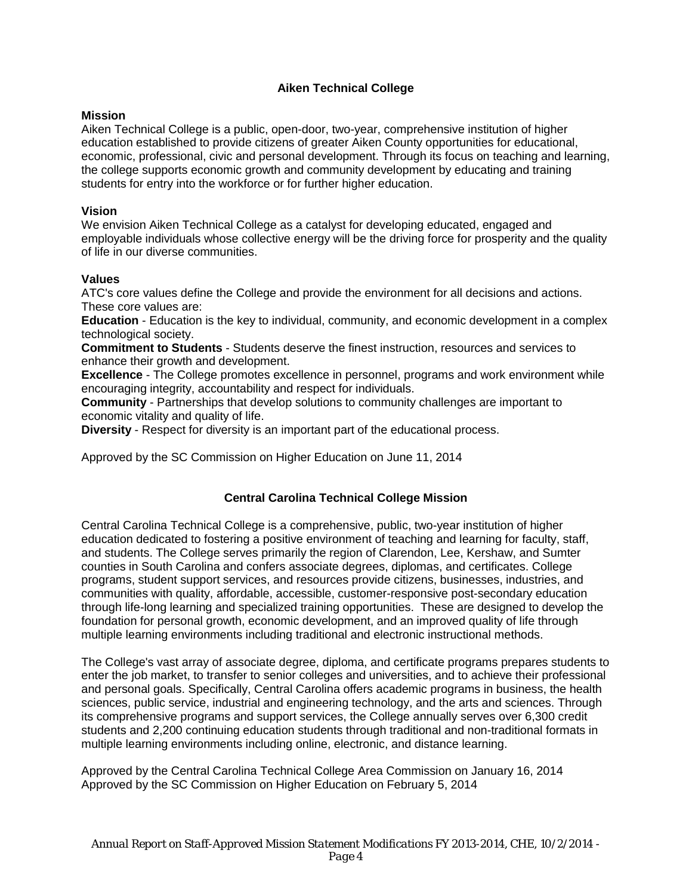## Aiken Technical College

### Mission

Aiken Technical College is a public, open-door, two-year, comprehensive institution of higher education established to provide citizens of greater Aiken County opportunities for educational, economic, professional, civic and personal development. Through its focus on teaching and learning, the college supports economic growth and community development by educating and training students for entry into the workforce or for further higher education.

### Vision

We envision Aiken Technical College as a catalyst for developing educated, engaged and employable individuals whose collective energy will be the driving force for prosperity and the quality of life in our diverse communities.

### Values

ATC's core values define the College and provide the environment for all decisions and actions. These core values are:

**Education** - Education is the key to individual, community, and economic development in a complex technological society.

**Commitment to Students** - Students deserve the finest instruction, resources and services to enhance their growth and development.

**Excellence** - The College promotes excellence in personnel, programs and work environment while encouraging integrity, accountability and respect for individuals.

**Community** - Partnerships that develop solutions to community challenges are important to economic vitality and quality of life.

**Diversity** - Respect for diversity is an important part of the educational process.

Approved by the SC Commission on Higher Education on June 11, 2014

## Central Carolina Technical College Mission

Central Carolina Technical College is a comprehensive, public, two-year institution of higher education dedicated to fostering a positive environment of teaching and learning for faculty, staff, and students. The College serves primarily the region of Clarendon, Lee, Kershaw, and Sumter counties in South Carolina and confers associate degrees, diplomas, and certificates. College programs, student support services, and resources provide citizens, businesses, industries, and communities with quality, affordable, accessible, customer-responsive post-secondary education through life-long learning and specialized training opportunities. These are designed to develop the foundation for personal growth, economic development, and an improved quality of life through multiple learning environments including traditional and electronic instructional methods.

The College's vast array of associate degree, diploma, and certificate programs prepares students to enter the job market, to transfer to senior colleges and universities, and to achieve their professional and personal goals. Specifically, Central Carolina offers academic programs in business, the health sciences, public service, industrial and engineering technology, and the arts and sciences. Through its comprehensive programs and support services, the College annually serves over 6,300 credit students and 2,200 continuing education students through traditional and non-traditional formats in multiple learning environments including online, electronic, and distance learning.

Approved by the Central Carolina Technical College Area Commission on January 16, 2014
Approved by the SC Commission on Higher Education on February 5, 2014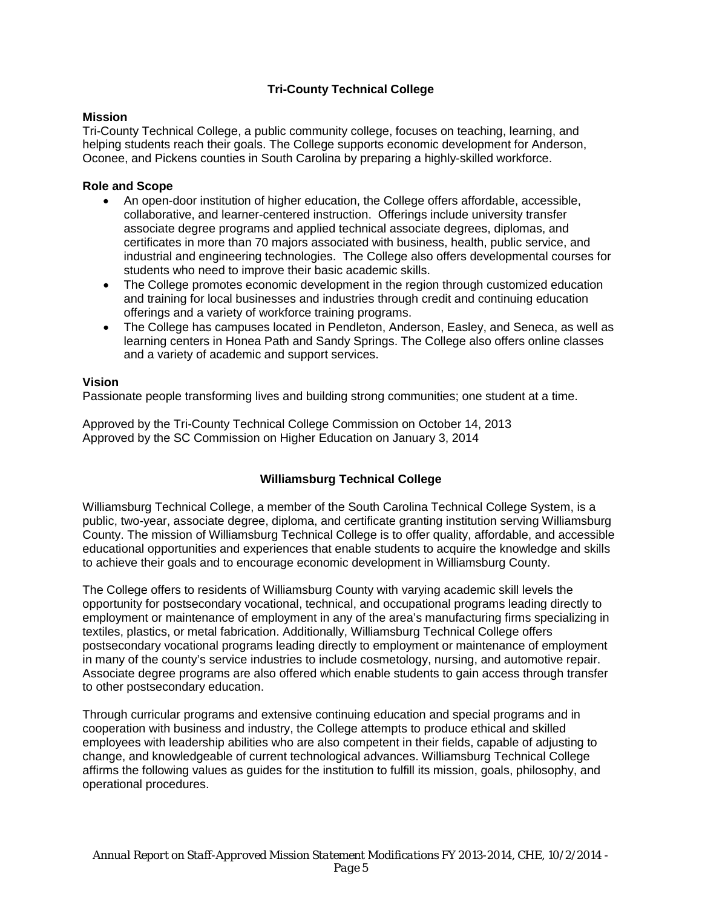## Tri-County Technical College

### Mission

Tri-County Technical College, a public community college, focuses on teaching, learning, and helping students reach their goals. The College supports economic development for Anderson, Oconee, and Pickens counties in South Carolina by preparing a highly-skilled workforce.

### Role and Scope

- An open-door institution of higher education, the College offers affordable, accessible, collaborative, and learner-centered instruction. Offerings include university transfer associate degree programs and applied technical associate degrees, diplomas, and certificates in more than 70 majors associated with business, health, public service, and industrial and engineering technologies. The College also offers developmental courses for students who need to improve their basic academic skills.
- The College promotes economic development in the region through customized education and training for local businesses and industries through credit and continuing education offerings and a variety of workforce training programs.
- The College has campuses located in Pendleton, Anderson, Easley, and Seneca, as well as learning centers in Honea Path and Sandy Springs. The College also offers online classes and a variety of academic and support services.

### Vision

Passionate people transforming lives and building strong communities; one student at a time.

Approved by the Tri-County Technical College Commission on October 14, 2013
Approved by the SC Commission on Higher Education on January 3, 2014

## Williamsburg Technical College

Williamsburg Technical College, a member of the South Carolina Technical College System, is a public, two-year, associate degree, diploma, and certificate granting institution serving Williamsburg County. The mission of Williamsburg Technical College is to offer quality, affordable, and accessible educational opportunities and experiences that enable students to acquire the knowledge and skills to achieve their goals and to encourage economic development in Williamsburg County.

The College offers to residents of Williamsburg County with varying academic skill levels the opportunity for postsecondary vocational, technical, and occupational programs leading directly to employment or maintenance of employment in any of the area's manufacturing firms specializing in textiles, plastics, or metal fabrication. Additionally, Williamsburg Technical College offers postsecondary vocational programs leading directly to employment or maintenance of employment in many of the county's service industries to include cosmetology, nursing, and automotive repair. Associate degree programs are also offered which enable students to gain access through transfer to other postsecondary education.

Through curricular programs and extensive continuing education and special programs and in cooperation with business and industry, the College attempts to produce ethical and skilled employees with leadership abilities who are also competent in their fields, capable of adjusting to change, and knowledgeable of current technological advances. Williamsburg Technical College affirms the following values as guides for the institution to fulfill its mission, goals, philosophy, and operational procedures.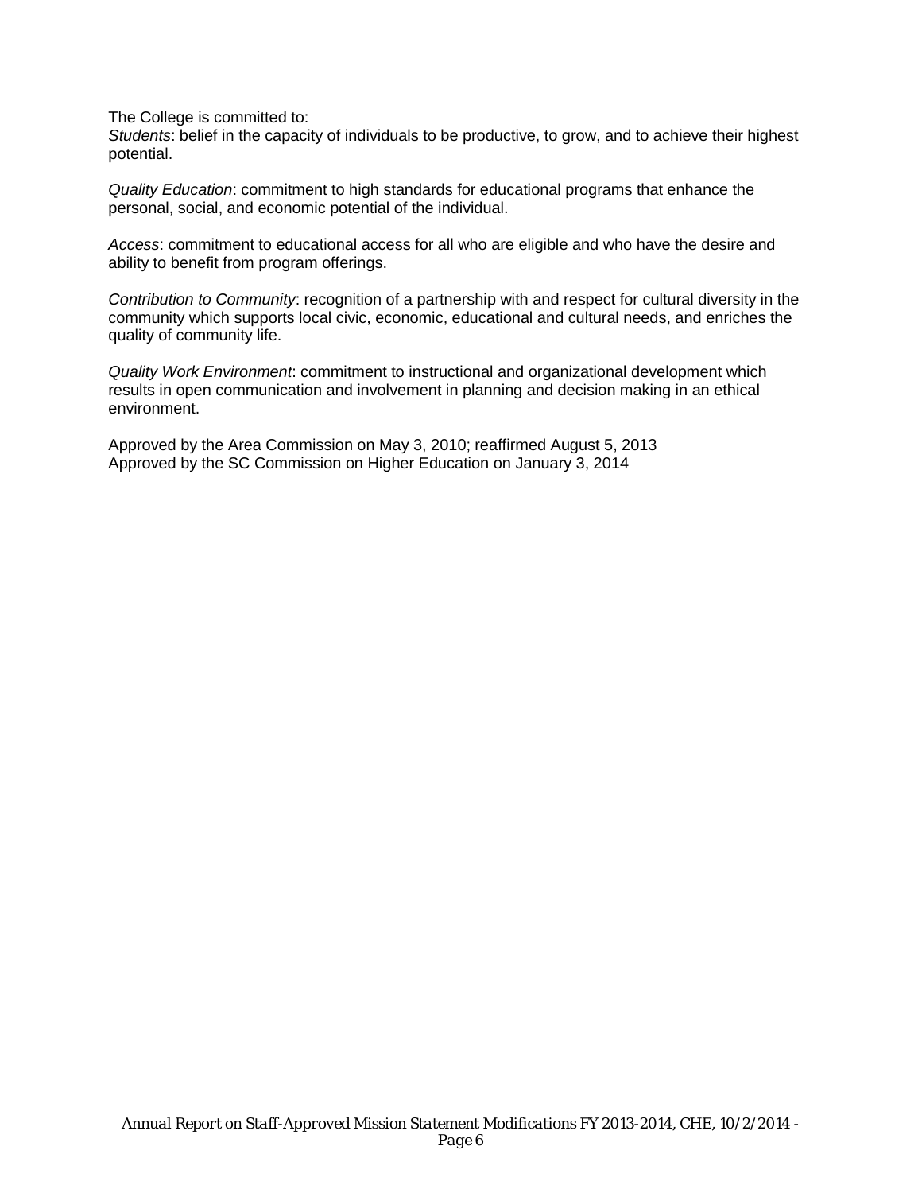The College is committed to:

*Students*: belief in the capacity of individuals to be productive, to grow, and to achieve their highest potential.

*Quality Education*: commitment to high standards for educational programs that enhance the personal, social, and economic potential of the individual.

*Access*: commitment to educational access for all who are eligible and who have the desire and ability to benefit from program offerings.

*Contribution to Community*: recognition of a partnership with and respect for cultural diversity in the community which supports local civic, economic, educational and cultural needs, and enriches the quality of community life.

*Quality Work Environment*: commitment to instructional and organizational development which results in open communication and involvement in planning and decision making in an ethical environment.

Approved by the Area Commission on May 3, 2010; reaffirmed August 5, 2013
Approved by the SC Commission on Higher Education on January 3, 2014